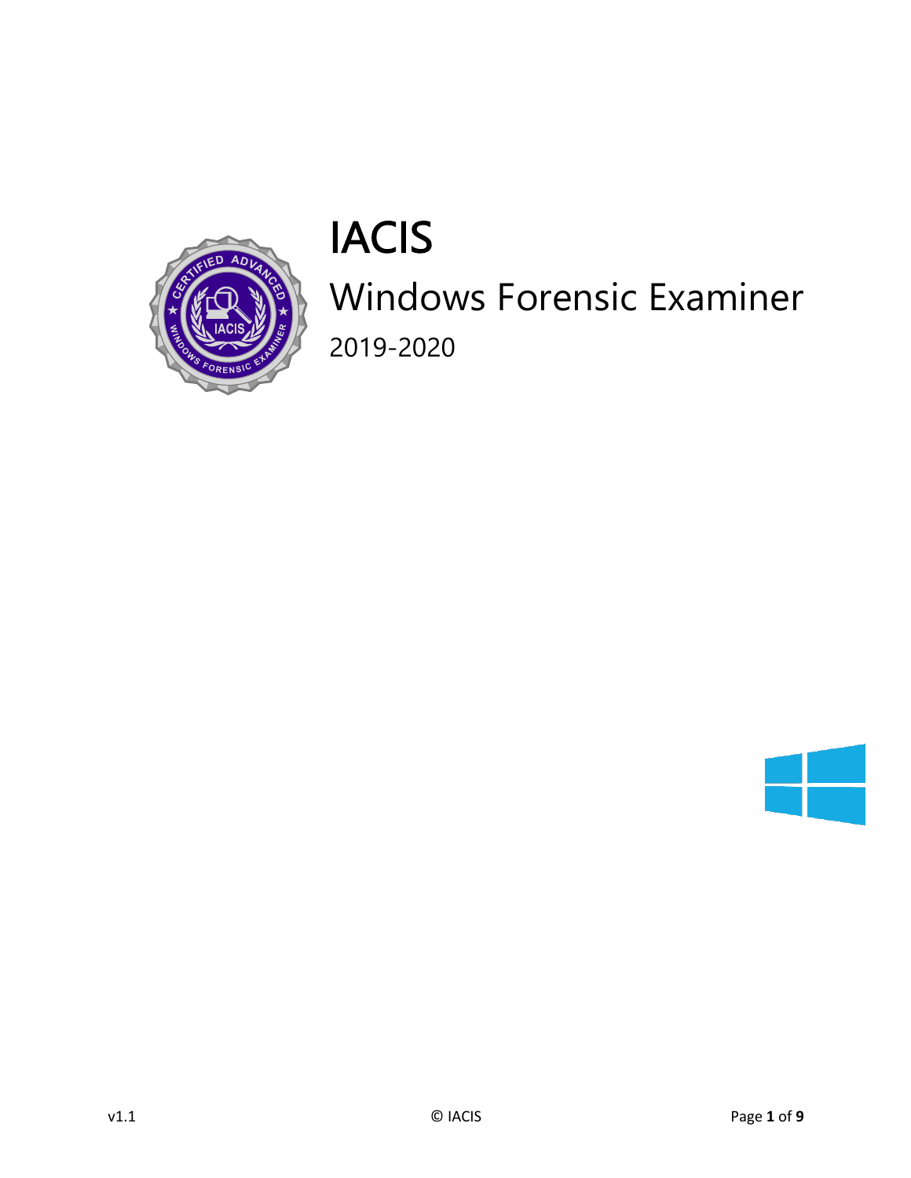# IACIS

## Windows Forensic Examiner

2019-2020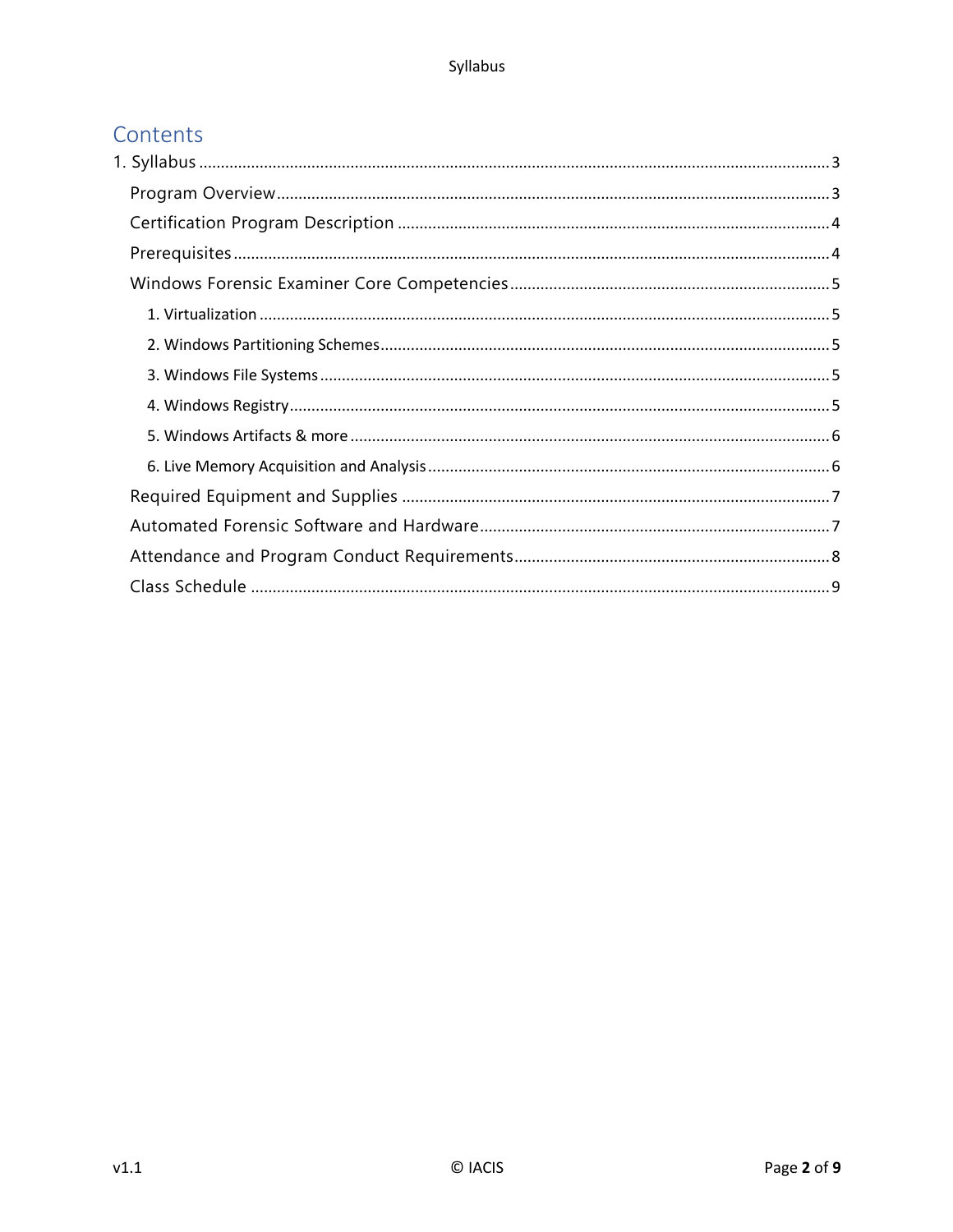# Contents

1. Syllabus ..... 3
   - Program Overview ..... 3
   - Certification Program Description ..... 4
   - Prerequisites ..... 4
   - Windows Forensic Examiner Core Competencies ..... 5
     1. Virtualization ..... 5
     2. Windows Partitioning Schemes ..... 5
     3. Windows File Systems ..... 5
     4. Windows Registry ..... 5
     5. Windows Artifacts & more ..... 6
     6. Live Memory Acquisition and Analysis ..... 6
   - Required Equipment and Supplies ..... 7
   - Automated Forensic Software and Hardware ..... 7
   - Attendance and Program Conduct Requirements ..... 8
   - Class Schedule ..... 9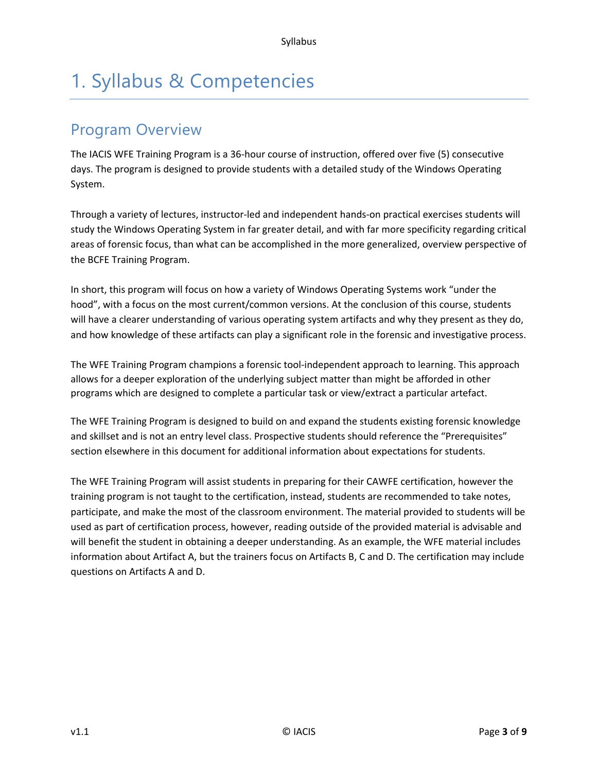# 1. Syllabus & Competencies

## Program Overview

The IACIS WFE Training Program is a 36-hour course of instruction, offered over five (5) consecutive days. The program is designed to provide students with a detailed study of the Windows Operating System.

Through a variety of lectures, instructor-led and independent hands-on practical exercises students will study the Windows Operating System in far greater detail, and with far more specificity regarding critical areas of forensic focus, than what can be accomplished in the more generalized, overview perspective of the BCFE Training Program.

In short, this program will focus on how a variety of Windows Operating Systems work "under the hood", with a focus on the most current/common versions. At the conclusion of this course, students will have a clearer understanding of various operating system artifacts and why they present as they do, and how knowledge of these artifacts can play a significant role in the forensic and investigative process.

The WFE Training Program champions a forensic tool-independent approach to learning. This approach allows for a deeper exploration of the underlying subject matter than might be afforded in other programs which are designed to complete a particular task or view/extract a particular artefact.

The WFE Training Program is designed to build on and expand the students existing forensic knowledge and skillset and is not an entry level class. Prospective students should reference the "Prerequisites" section elsewhere in this document for additional information about expectations for students.

The WFE Training Program will assist students in preparing for their CAWFE certification, however the training program is not taught to the certification, instead, students are recommended to take notes, participate, and make the most of the classroom environment. The material provided to students will be used as part of certification process, however, reading outside of the provided material is advisable and will benefit the student in obtaining a deeper understanding. As an example, the WFE material includes information about Artifact A, but the trainers focus on Artifacts B, C and D. The certification may include questions on Artifacts A and D.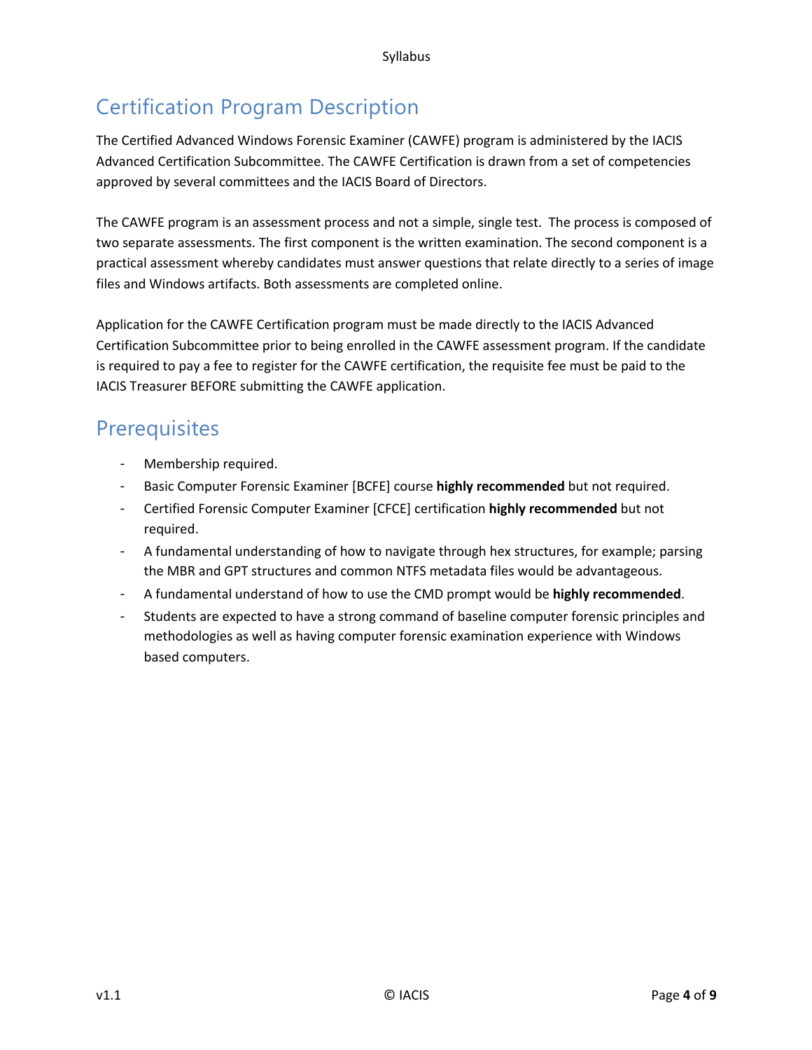## Certification Program Description

The Certified Advanced Windows Forensic Examiner (CAWFE) program is administered by the IACIS Advanced Certification Subcommittee. The CAWFE Certification is drawn from a set of competencies approved by several committees and the IACIS Board of Directors.

The CAWFE program is an assessment process and not a simple, single test. The process is composed of two separate assessments. The first component is the written examination. The second component is a practical assessment whereby candidates must answer questions that relate directly to a series of image files and Windows artifacts. Both assessments are completed online.

Application for the CAWFE Certification program must be made directly to the IACIS Advanced Certification Subcommittee prior to being enrolled in the CAWFE assessment program. If the candidate is required to pay a fee to register for the CAWFE certification, the requisite fee must be paid to the IACIS Treasurer BEFORE submitting the CAWFE application.

## Prerequisites

- Membership required.
- Basic Computer Forensic Examiner [BCFE] course **highly recommended** but not required.
- Certified Forensic Computer Examiner [CFCE] certification **highly recommended** but not required.
- A fundamental understanding of how to navigate through hex structures, for example; parsing the MBR and GPT structures and common NTFS metadata files would be advantageous.
- A fundamental understand of how to use the CMD prompt would be **highly recommended**.
- Students are expected to have a strong command of baseline computer forensic principles and methodologies as well as having computer forensic examination experience with Windows based computers.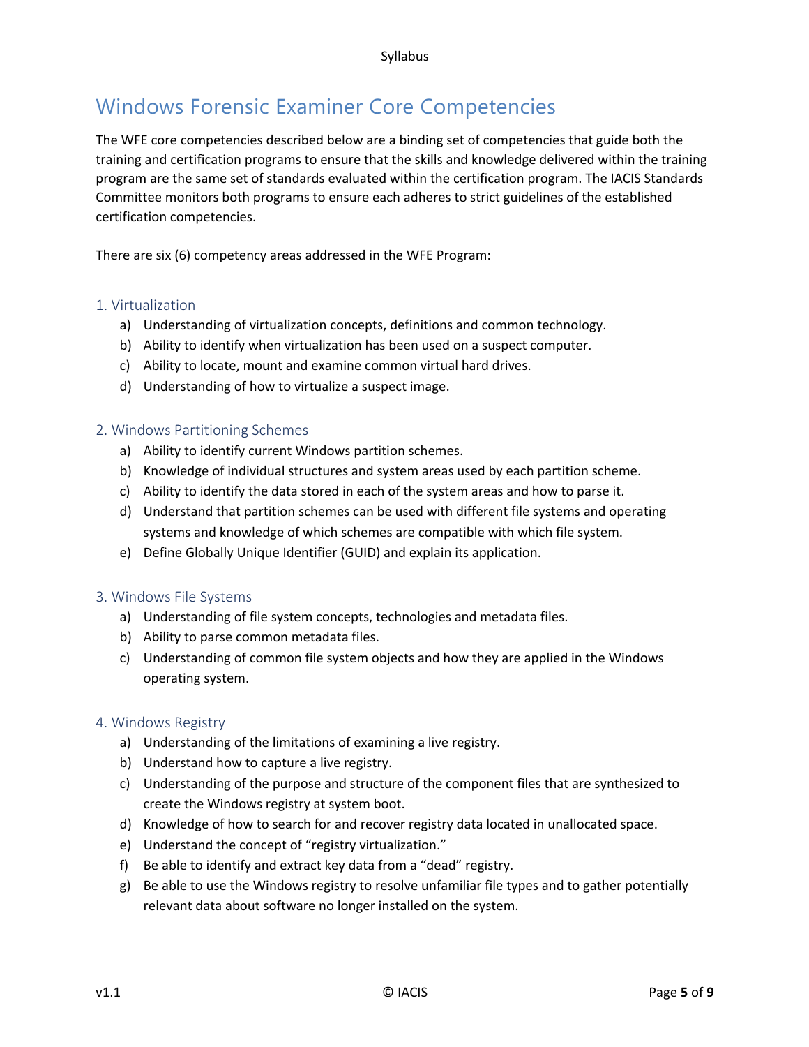# Windows Forensic Examiner Core Competencies

The WFE core competencies described below are a binding set of competencies that guide both the training and certification programs to ensure that the skills and knowledge delivered within the training program are the same set of standards evaluated within the certification program. The IACIS Standards Committee monitors both programs to ensure each adheres to strict guidelines of the established certification competencies.

There are six (6) competency areas addressed in the WFE Program:

## 1. Virtualization

a) Understanding of virtualization concepts, definitions and common technology.
b) Ability to identify when virtualization has been used on a suspect computer.
c) Ability to locate, mount and examine common virtual hard drives.
d) Understanding of how to virtualize a suspect image.

## 2. Windows Partitioning Schemes

a) Ability to identify current Windows partition schemes.
b) Knowledge of individual structures and system areas used by each partition scheme.
c) Ability to identify the data stored in each of the system areas and how to parse it.
d) Understand that partition schemes can be used with different file systems and operating systems and knowledge of which schemes are compatible with which file system.
e) Define Globally Unique Identifier (GUID) and explain its application.

## 3. Windows File Systems

a) Understanding of file system concepts, technologies and metadata files.
b) Ability to parse common metadata files.
c) Understanding of common file system objects and how they are applied in the Windows operating system.

## 4. Windows Registry

a) Understanding of the limitations of examining a live registry.
b) Understand how to capture a live registry.
c) Understanding of the purpose and structure of the component files that are synthesized to create the Windows registry at system boot.
d) Knowledge of how to search for and recover registry data located in unallocated space.
e) Understand the concept of "registry virtualization."
f) Be able to identify and extract key data from a "dead" registry.
g) Be able to use the Windows registry to resolve unfamiliar file types and to gather potentially relevant data about software no longer installed on the system.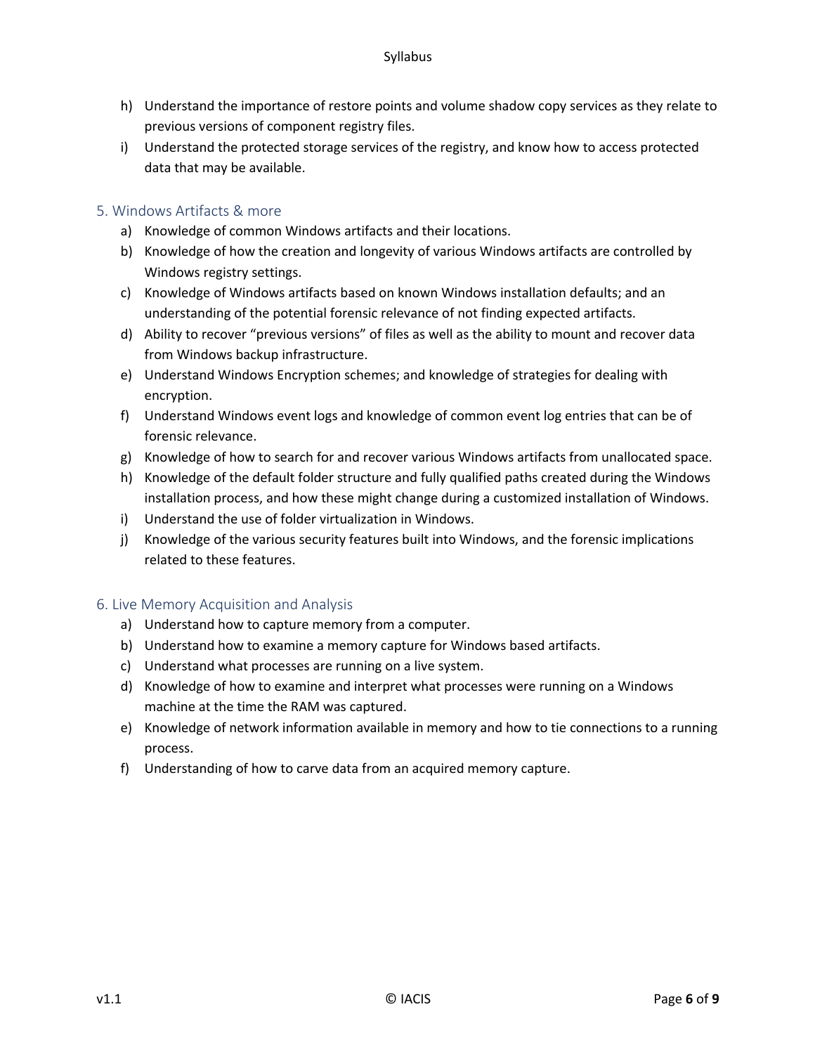h) Understand the importance of restore points and volume shadow copy services as they relate to previous versions of component registry files.

i) Understand the protected storage services of the registry, and know how to access protected data that may be available.

## 5. Windows Artifacts & more

a) Knowledge of common Windows artifacts and their locations.

b) Knowledge of how the creation and longevity of various Windows artifacts are controlled by Windows registry settings.

c) Knowledge of Windows artifacts based on known Windows installation defaults; and an understanding of the potential forensic relevance of not finding expected artifacts.

d) Ability to recover "previous versions" of files as well as the ability to mount and recover data from Windows backup infrastructure.

e) Understand Windows Encryption schemes; and knowledge of strategies for dealing with encryption.

f) Understand Windows event logs and knowledge of common event log entries that can be of forensic relevance.

g) Knowledge of how to search for and recover various Windows artifacts from unallocated space.

h) Knowledge of the default folder structure and fully qualified paths created during the Windows installation process, and how these might change during a customized installation of Windows.

i) Understand the use of folder virtualization in Windows.

j) Knowledge of the various security features built into Windows, and the forensic implications related to these features.

## 6. Live Memory Acquisition and Analysis

a) Understand how to capture memory from a computer.

b) Understand how to examine a memory capture for Windows based artifacts.

c) Understand what processes are running on a live system.

d) Knowledge of how to examine and interpret what processes were running on a Windows machine at the time the RAM was captured.

e) Knowledge of network information available in memory and how to tie connections to a running process.

f) Understanding of how to carve data from an acquired memory capture.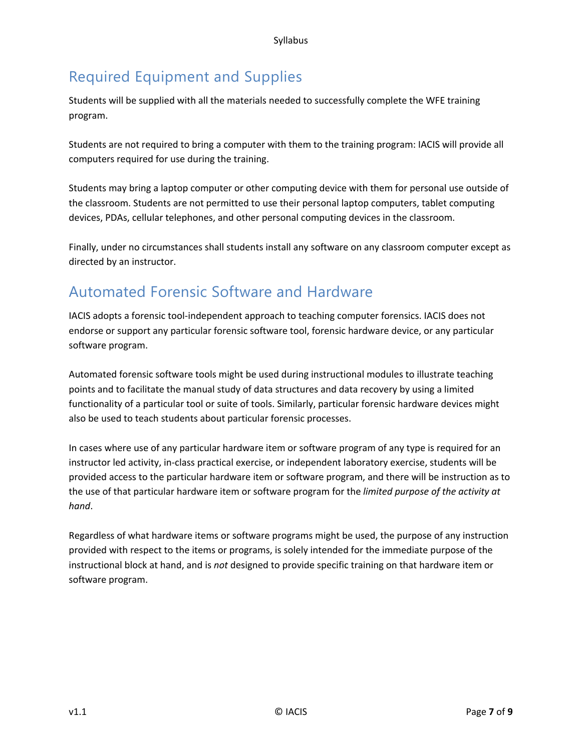## Required Equipment and Supplies

Students will be supplied with all the materials needed to successfully complete the WFE training program.

Students are not required to bring a computer with them to the training program: IACIS will provide all computers required for use during the training.

Students may bring a laptop computer or other computing device with them for personal use outside of the classroom. Students are not permitted to use their personal laptop computers, tablet computing devices, PDAs, cellular telephones, and other personal computing devices in the classroom.

Finally, under no circumstances shall students install any software on any classroom computer except as directed by an instructor.

## Automated Forensic Software and Hardware

IACIS adopts a forensic tool-independent approach to teaching computer forensics. IACIS does not endorse or support any particular forensic software tool, forensic hardware device, or any particular software program.

Automated forensic software tools might be used during instructional modules to illustrate teaching points and to facilitate the manual study of data structures and data recovery by using a limited functionality of a particular tool or suite of tools. Similarly, particular forensic hardware devices might also be used to teach students about particular forensic processes.

In cases where use of any particular hardware item or software program of any type is required for an instructor led activity, in-class practical exercise, or independent laboratory exercise, students will be provided access to the particular hardware item or software program, and there will be instruction as to the use of that particular hardware item or software program for the *limited purpose of the activity at hand*.

Regardless of what hardware items or software programs might be used, the purpose of any instruction provided with respect to the items or programs, is solely intended for the immediate purpose of the instructional block at hand, and is *not* designed to provide specific training on that hardware item or software program.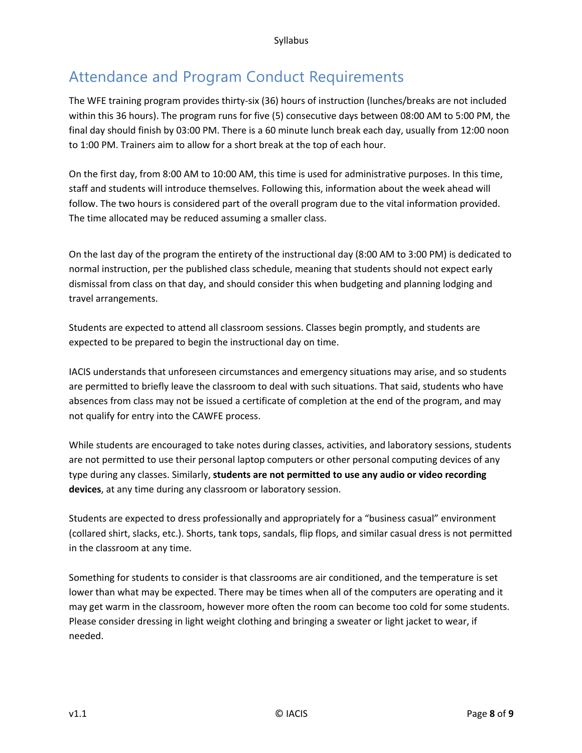## Attendance and Program Conduct Requirements

The WFE training program provides thirty-six (36) hours of instruction (lunches/breaks are not included within this 36 hours). The program runs for five (5) consecutive days between 08:00 AM to 5:00 PM, the final day should finish by 03:00 PM. There is a 60 minute lunch break each day, usually from 12:00 noon to 1:00 PM. Trainers aim to allow for a short break at the top of each hour.

On the first day, from 8:00 AM to 10:00 AM, this time is used for administrative purposes. In this time, staff and students will introduce themselves. Following this, information about the week ahead will follow. The two hours is considered part of the overall program due to the vital information provided. The time allocated may be reduced assuming a smaller class.

On the last day of the program the entirety of the instructional day (8:00 AM to 3:00 PM) is dedicated to normal instruction, per the published class schedule, meaning that students should not expect early dismissal from class on that day, and should consider this when budgeting and planning lodging and travel arrangements.

Students are expected to attend all classroom sessions. Classes begin promptly, and students are expected to be prepared to begin the instructional day on time.

IACIS understands that unforeseen circumstances and emergency situations may arise, and so students are permitted to briefly leave the classroom to deal with such situations. That said, students who have absences from class may not be issued a certificate of completion at the end of the program, and may not qualify for entry into the CAWFE process.

While students are encouraged to take notes during classes, activities, and laboratory sessions, students are not permitted to use their personal laptop computers or other personal computing devices of any type during any classes. Similarly, **students are not permitted to use any audio or video recording devices**, at any time during any classroom or laboratory session.

Students are expected to dress professionally and appropriately for a "business casual" environment (collared shirt, slacks, etc.). Shorts, tank tops, sandals, flip flops, and similar casual dress is not permitted in the classroom at any time.

Something for students to consider is that classrooms are air conditioned, and the temperature is set lower than what may be expected. There may be times when all of the computers are operating and it may get warm in the classroom, however more often the room can become too cold for some students. Please consider dressing in light weight clothing and bringing a sweater or light jacket to wear, if needed.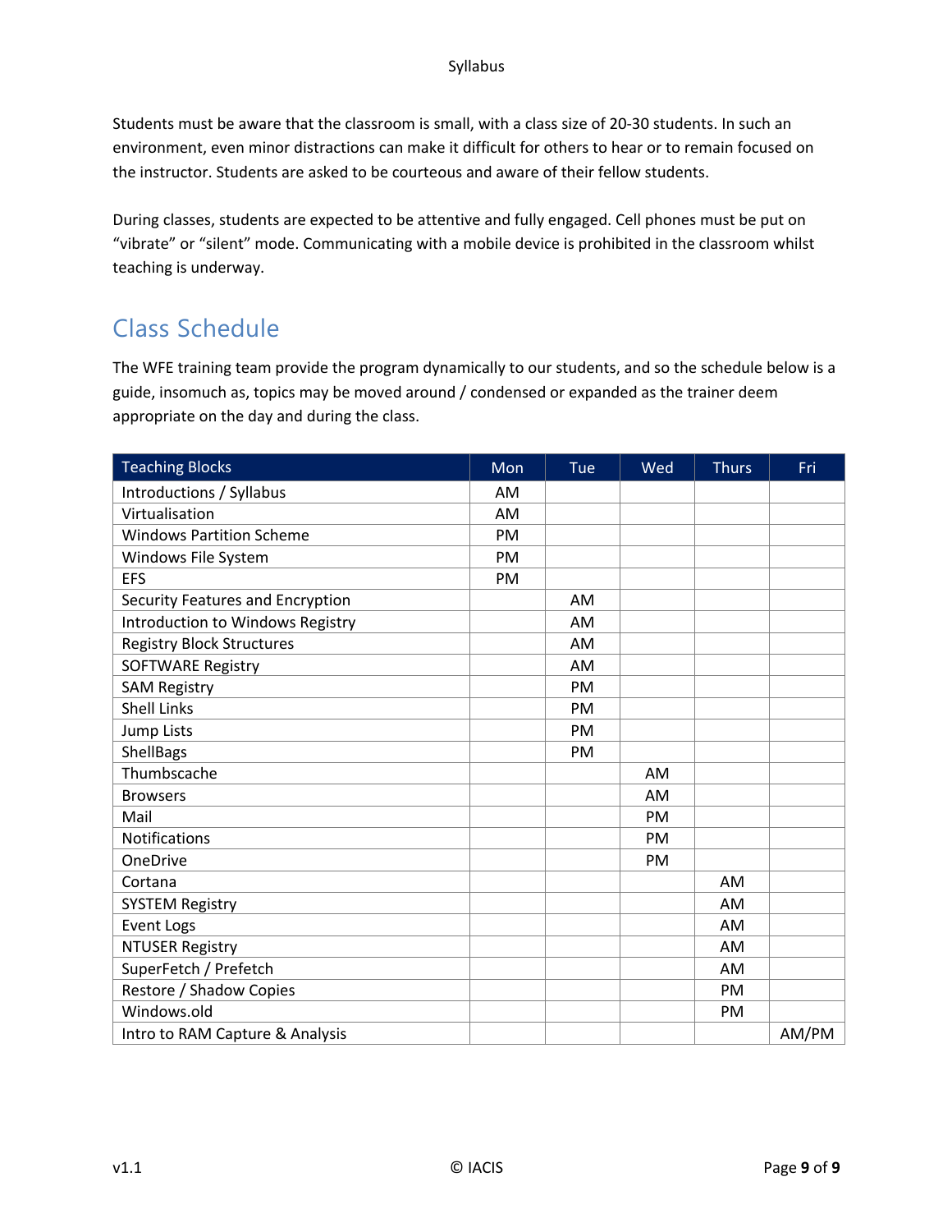Students must be aware that the classroom is small, with a class size of 20-30 students. In such an environment, even minor distractions can make it difficult for others to hear or to remain focused on the instructor. Students are asked to be courteous and aware of their fellow students.

During classes, students are expected to be attentive and fully engaged. Cell phones must be put on "vibrate" or "silent" mode. Communicating with a mobile device is prohibited in the classroom whilst teaching is underway.

## Class Schedule

The WFE training team provide the program dynamically to our students, and so the schedule below is a guide, insomuch as, topics may be moved around / condensed or expanded as the trainer deem appropriate on the day and during the class.

| Teaching Blocks | Mon | Tue | Wed | Thurs | Fri |
|---|---|---|---|---|---|
| Introductions / Syllabus | AM | | | | |
| Virtualisation | AM | | | | |
| Windows Partition Scheme | PM | | | | |
| Windows File System | PM | | | | |
| EFS | PM | | | | |
| Security Features and Encryption | | AM | | | |
| Introduction to Windows Registry | | AM | | | |
| Registry Block Structures | | AM | | | |
| SOFTWARE Registry | | AM | | | |
| SAM Registry | | PM | | | |
| Shell Links | | PM | | | |
| Jump Lists | | PM | | | |
| ShellBags | | PM | | | |
| Thumbscache | | | AM | | |
| Browsers | | | AM | | |
| Mail | | | PM | | |
| Notifications | | | PM | | |
| OneDrive | | | PM | | |
| Cortana | | | | AM | |
| SYSTEM Registry | | | | AM | |
| Event Logs | | | | AM | |
| NTUSER Registry | | | | AM | |
| SuperFetch / Prefetch | | | | AM | |
| Restore / Shadow Copies | | | | PM | |
| Windows.old | | | | PM | |
| Intro to RAM Capture & Analysis | | | | | AM/PM |